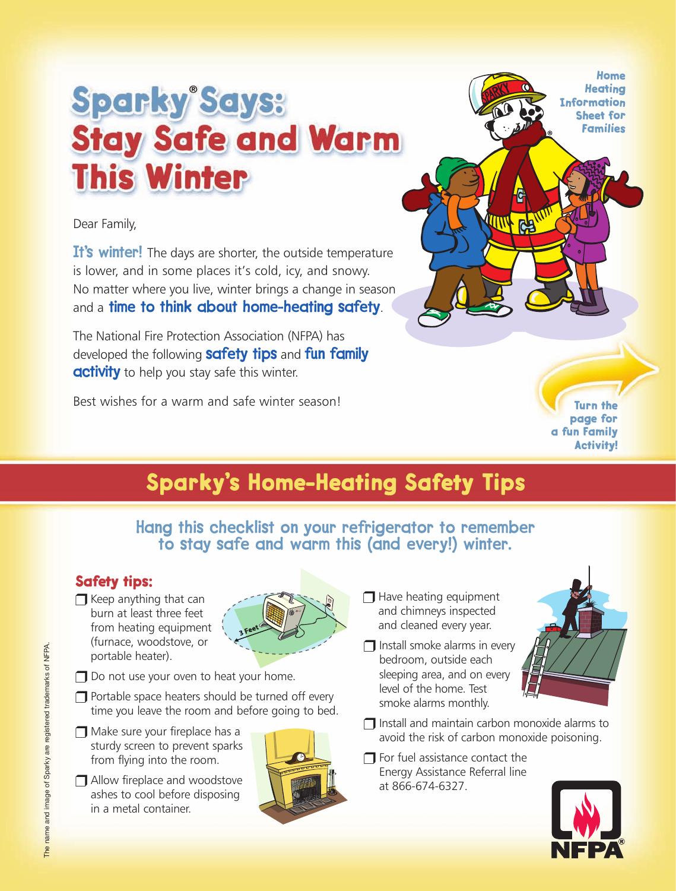# Sparky® Says: Stay Safe and Warm This Winter

**Home Heating Information Sheet for Families**

Dear Family,

**It's winter!** The days are shorter, the outside temperature is lower, and in some places it's cold, icy, and snowy. No matter where you live, winter brings a change in season and a **time to think about home-heating safety**.

The National Fire Protection Association (NFPA) has developed the following **safety tips** and **fun family activity** to help you stay safe this winter.

Best wishes for a warm and safe winter season!

**Turn the page for a fun Family Activity!**

## Sparky's Home-Heating Safety Tips

### Hang this checklist on your refrigerator to remember to stay safe and warm this (and every!) winter.

### Safety tips:

- ❒ Keep anything that can burn at least three feet from heating equipment (furnace, woodstove, or portable heater).
- ❒ Do not use your oven to heat your home.
- ❒ Portable space heaters should be turned off every time you leave the room and before going to bed.
- ❒ Make sure your fireplace has a sturdy screen to prevent sparks from flying into the room.
- ❒ Allow fireplace and woodstove ashes to cool before disposing in a metal container.
- ❒ Have heating equipment and chimneys inspected and cleaned every year.
- ❒ Install smoke alarms in every bedroom, outside each sleeping area, and on every level of the home. Test smoke alarms monthly.
- ❒ Install and maintain carbon monoxide alarms to avoid the risk of carbon monoxide poisoning.
- ❒ For fuel assistance contact the Energy Assistance Referral line at 866-674-6327.

The name and image of Sparky are registered trademarks of NFPA.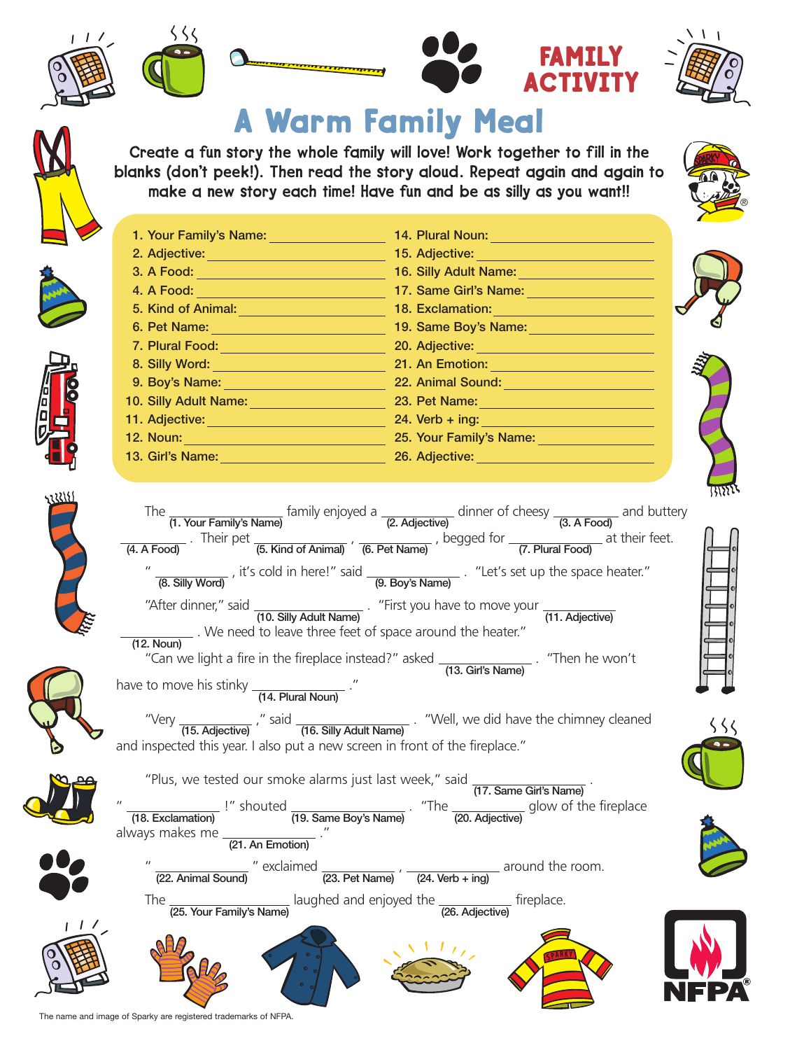FAMILY ACTIVITY

# A Warm Family Meal

**Create a fun story the whole family will love! Work together to fill in the blanks (don't peek!). Then read the story aloud. Repeat again and again to make a new story each time! Have fun and be as silly as you want!!**

1. Your Family's Name: ______________
2. Adjective: ______________
3. A Food: ______________
4. A Food: ______________
5. Kind of Animal: ______________
6. Pet Name: ______________
7. Plural Food: ______________
8. Silly Word: ______________
9. Boy's Name: ______________
10. Silly Adult Name: ______________
11. Adjective: ______________
12. Noun: ______________
13. Girl's Name: ______________
14. Plural Noun: ______________
15. Adjective: ______________
16. Silly Adult Name: ______________
17. Same Girl's Name: ______________
18. Exclamation: ______________
19. Same Boy's Name: ______________
20. Adjective: ______________
21. An Emotion: ______________
22. Animal Sound: ______________
23. Pet Name: ______________
24. Verb + ing: ______________
25. Your Family's Name: ______________
26. Adjective: ______________

The ______ (1. Your Family's Name) family enjoyed a ______ (2. Adjective) dinner of cheesy ______ (3. A Food) and buttery ______ (4. A Food). Their pet ______ (5. Kind of Animal), ______ (6. Pet Name), begged for ______ (7. Plural Food) at their feet.

"______ (8. Silly Word), it's cold in here!" said ______ (9. Boy's Name). "Let's set up the space heater."

"After dinner," said ______ (10. Silly Adult Name). "First you have to move your ______ (11. Adjective) ______ (12. Noun). We need to leave three feet of space around the heater."

"Can we light a fire in the fireplace instead?" asked ______ (13. Girl's Name). "Then he won't have to move his stinky ______ (14. Plural Noun)."

"Very ______ (15. Adjective)," said ______ (16. Silly Adult Name). "Well, we did have the chimney cleaned and inspected this year. I also put a new screen in front of the fireplace."

"Plus, we tested our smoke alarms just last week," said ______ (17. Same Girl's Name).

"______ (18. Exclamation)!" shouted ______ (19. Same Boy's Name). "The ______ (20. Adjective) glow of the fireplace always makes me ______ (21. An Emotion)."

"______ (22. Animal Sound)" exclaimed ______ (23. Pet Name), ______ (24. Verb + ing) around the room.

The ______ (25. Your Family's Name) laughed and enjoyed the ______ (26. Adjective) fireplace.

NFPA®

The name and image of Sparky are registered trademarks of NFPA.